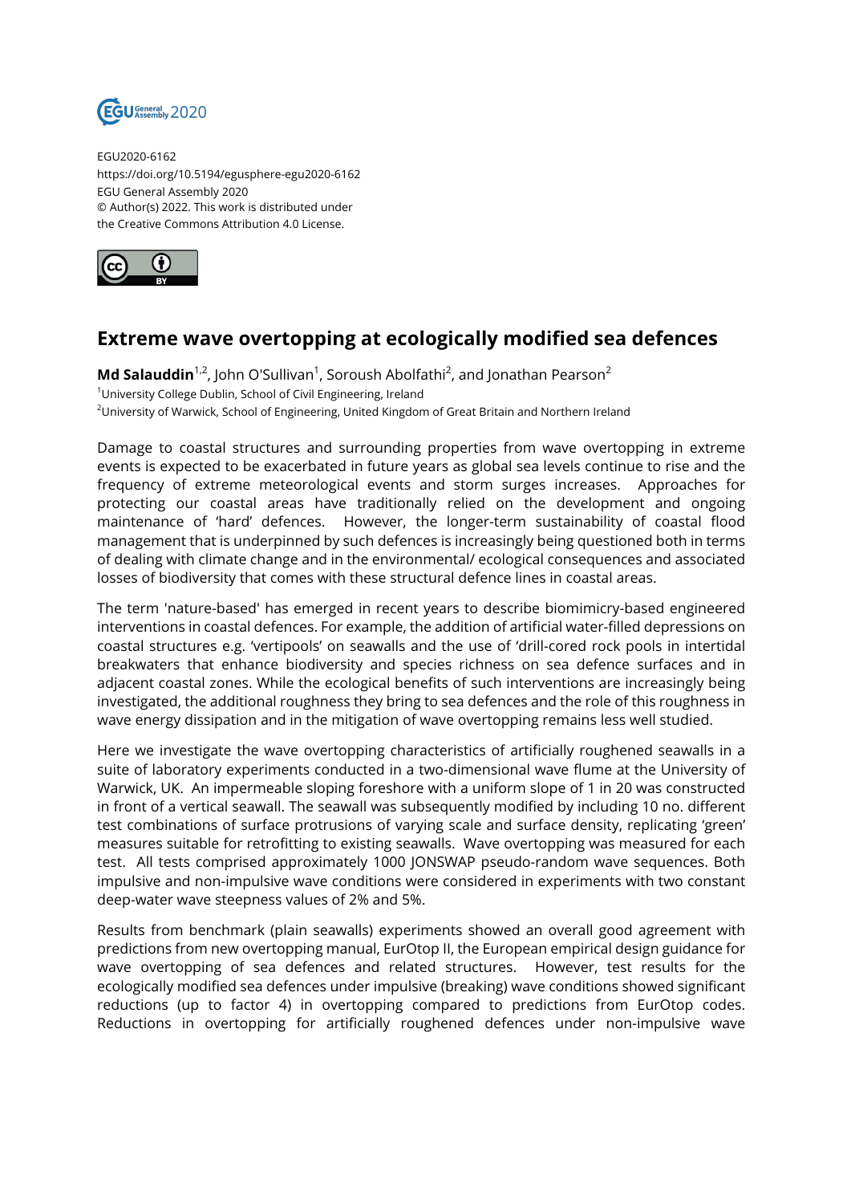EGU2020-6162
https://doi.org/10.5194/egusphere-egu2020-6162
EGU General Assembly 2020
© Author(s) 2022. This work is distributed under
the Creative Commons Attribution 4.0 License.

# Extreme wave overtopping at ecologically modified sea defences

**Md Salauddin**[1,2], John O'Sullivan[1], Soroush Abolfathi[2], and Jonathan Pearson[2]

[1]University College Dublin, School of Civil Engineering, Ireland
[2]University of Warwick, School of Engineering, United Kingdom of Great Britain and Northern Ireland

Damage to coastal structures and surrounding properties from wave overtopping in extreme events is expected to be exacerbated in future years as global sea levels continue to rise and the frequency of extreme meteorological events and storm surges increases. Approaches for protecting our coastal areas have traditionally relied on the development and ongoing maintenance of 'hard' defences. However, the longer-term sustainability of coastal flood management that is underpinned by such defences is increasingly being questioned both in terms of dealing with climate change and in the environmental/ ecological consequences and associated losses of biodiversity that comes with these structural defence lines in coastal areas.

The term 'nature-based' has emerged in recent years to describe biomimicry-based engineered interventions in coastal defences. For example, the addition of artificial water-filled depressions on coastal structures e.g. 'vertipools' on seawalls and the use of 'drill-cored rock pools in intertidal breakwaters that enhance biodiversity and species richness on sea defence surfaces and in adjacent coastal zones. While the ecological benefits of such interventions are increasingly being investigated, the additional roughness they bring to sea defences and the role of this roughness in wave energy dissipation and in the mitigation of wave overtopping remains less well studied.

Here we investigate the wave overtopping characteristics of artificially roughened seawalls in a suite of laboratory experiments conducted in a two-dimensional wave flume at the University of Warwick, UK. An impermeable sloping foreshore with a uniform slope of 1 in 20 was constructed in front of a vertical seawall. The seawall was subsequently modified by including 10 no. different test combinations of surface protrusions of varying scale and surface density, replicating 'green' measures suitable for retrofitting to existing seawalls. Wave overtopping was measured for each test. All tests comprised approximately 1000 JONSWAP pseudo-random wave sequences. Both impulsive and non-impulsive wave conditions were considered in experiments with two constant deep-water wave steepness values of 2% and 5%.

Results from benchmark (plain seawalls) experiments showed an overall good agreement with predictions from new overtopping manual, EurOtop II, the European empirical design guidance for wave overtopping of sea defences and related structures. However, test results for the ecologically modified sea defences under impulsive (breaking) wave conditions showed significant reductions (up to factor 4) in overtopping compared to predictions from EurOtop codes. Reductions in overtopping for artificially roughened defences under non-impulsive wave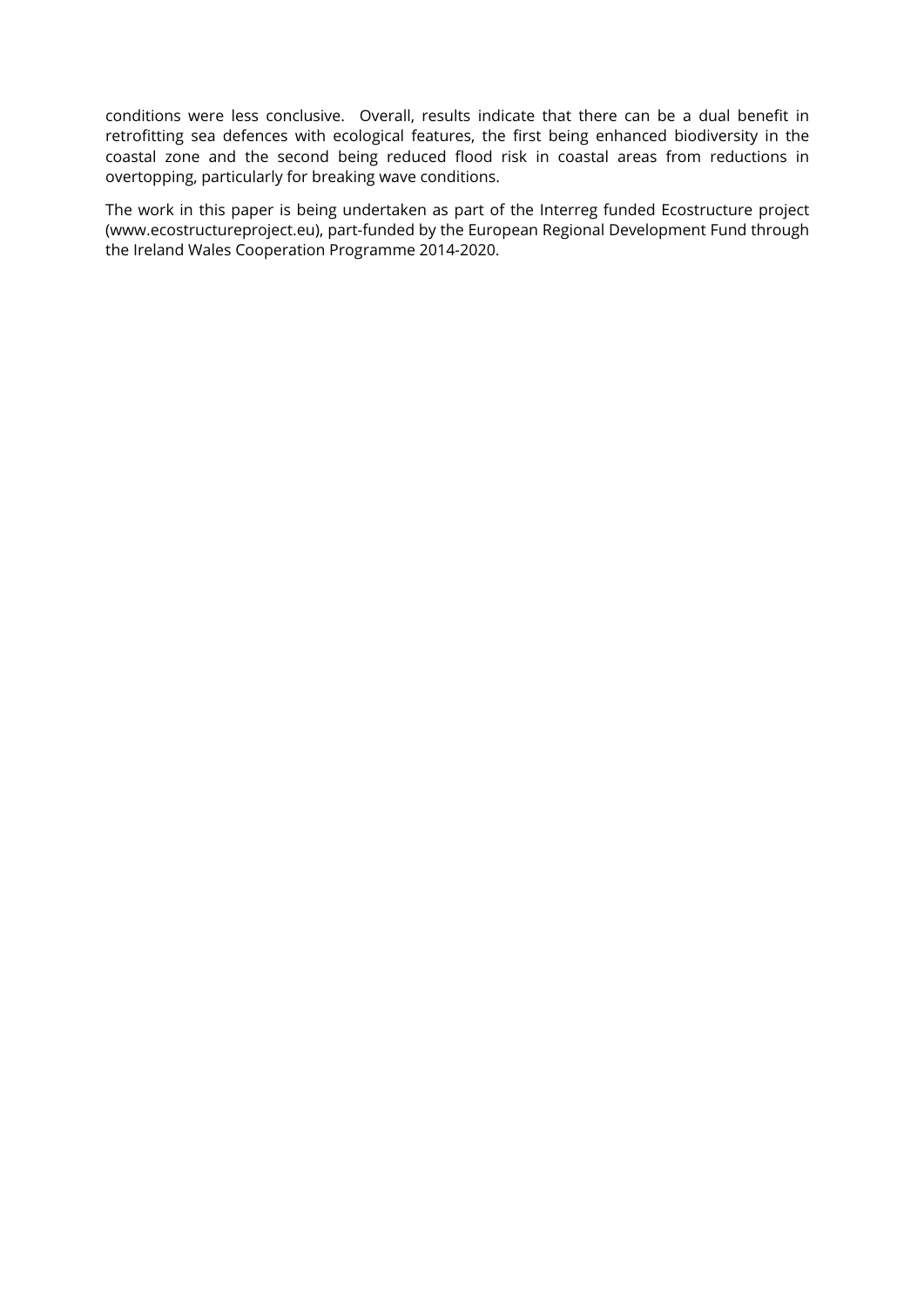conditions were less conclusive. Overall, results indicate that there can be a dual benefit in retrofitting sea defences with ecological features, the first being enhanced biodiversity in the coastal zone and the second being reduced flood risk in coastal areas from reductions in overtopping, particularly for breaking wave conditions.

The work in this paper is being undertaken as part of the Interreg funded Ecostructure project (www.ecostructureproject.eu), part-funded by the European Regional Development Fund through the Ireland Wales Cooperation Programme 2014-2020.